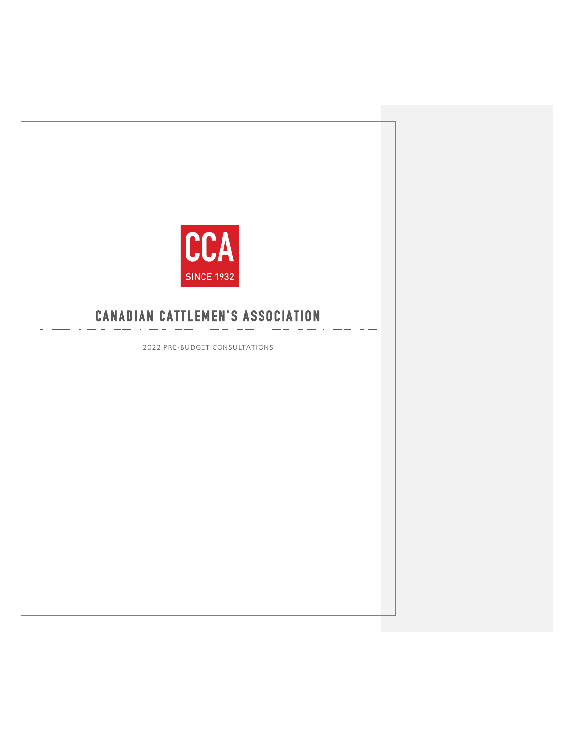CCA

SINCE 1932

# CANADIAN CATTLEMEN'S ASSOCIATION

2022 PRE-BUDGET CONSULTATIONS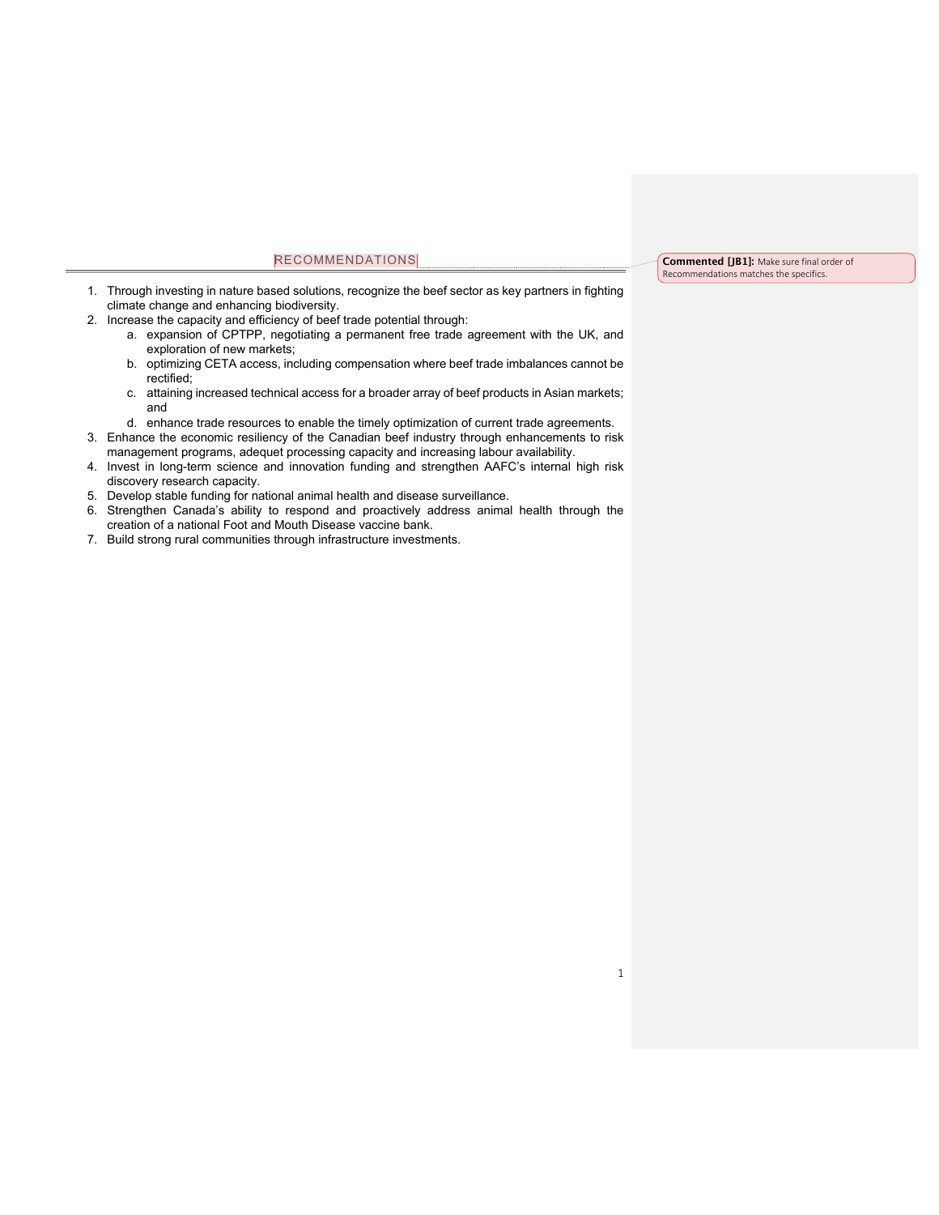## RECOMMENDATIONS

1. Through investing in nature based solutions, recognize the beef sector as key partners in fighting climate change and enhancing biodiversity.
2. Increase the capacity and efficiency of beef trade potential through:
   a. expansion of CPTPP, negotiating a permanent free trade agreement with the UK, and exploration of new markets;
   b. optimizing CETA access, including compensation where beef trade imbalances cannot be rectified;
   c. attaining increased technical access for a broader array of beef products in Asian markets; and
   d. enhance trade resources to enable the timely optimization of current trade agreements.
3. Enhance the economic resiliency of the Canadian beef industry through enhancements to risk management programs, adequet processing capacity and increasing labour availability.
4. Invest in long-term science and innovation funding and strengthen AAFC's internal high risk discovery research capacity.
5. Develop stable funding for national animal health and disease surveillance.
6. Strengthen Canada's ability to respond and proactively address animal health through the creation of a national Foot and Mouth Disease vaccine bank.
7. Build strong rural communities through infrastructure investments.

**Commented [JB1]:** Make sure final order of Recommendations matches the specifics.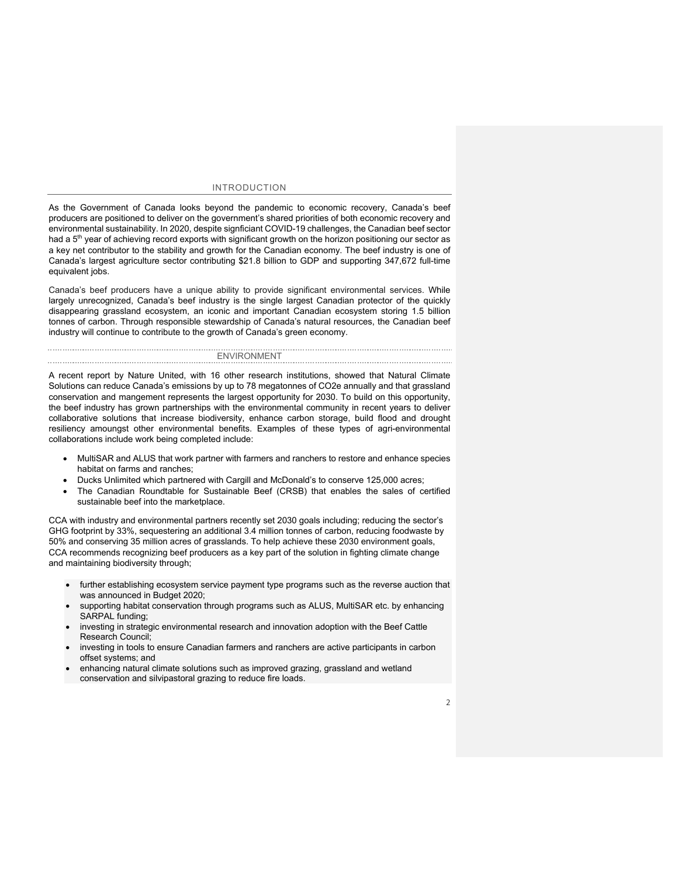## INTRODUCTION

As the Government of Canada looks beyond the pandemic to economic recovery, Canada's beef producers are positioned to deliver on the government's shared priorities of both economic recovery and environmental sustainability. In 2020, despite signficiant COVID-19 challenges, the Canadian beef sector had a 5th year of achieving record exports with significant growth on the horizon positioning our sector as a key net contributor to the stability and growth for the Canadian economy. The beef industry is one of Canada's largest agriculture sector contributing $21.8 billion to GDP and supporting 347,672 full-time equivalent jobs.

Canada's beef producers have a unique ability to provide significant environmental services. While largely unrecognized, Canada's beef industry is the single largest Canadian protector of the quickly disappearing grassland ecosystem, an iconic and important Canadian ecosystem storing 1.5 billion tonnes of carbon. Through responsible stewardship of Canada's natural resources, the Canadian beef industry will continue to contribute to the growth of Canada's green economy.

## ENVIRONMENT

A recent report by Nature United, with 16 other research institutions, showed that Natural Climate Solutions can reduce Canada's emissions by up to 78 megatonnes of $CO_2e$ annually and that grassland conservation and mangement represents the largest opportunity for 2030. To build on this opportunity, the beef industry has grown partnerships with the environmental community in recent years to deliver collaborative solutions that increase biodiversity, enhance carbon storage, build flood and drought resiliency amoungst other environmental benefits. Examples of these types of agri-environmental collaborations include work being completed include:

- MultiSAR and ALUS that work partner with farmers and ranchers to restore and enhance species habitat on farms and ranches;
- Ducks Unlimited which partnered with Cargill and McDonald's to conserve 125,000 acres;
- The Canadian Roundtable for Sustainable Beef (CRSB) that enables the sales of certified sustainable beef into the marketplace.

CCA with industry and environmental partners recently set 2030 goals including; reducing the sector's GHG footprint by 33%, sequestering an additional 3.4 million tonnes of carbon, reducing foodwaste by 50% and conserving 35 million acres of grasslands. To help achieve these 2030 environment goals, CCA recommends recognizing beef producers as a key part of the solution in fighting climate change and maintaining biodiversity through;

- further establishing ecosystem service payment type programs such as the reverse auction that was announced in Budget 2020;
- supporting habitat conservation through programs such as ALUS, MultiSAR etc. by enhancing SARPAL funding;
- investing in strategic environmental research and innovation adoption with the Beef Cattle Research Council;
- investing in tools to ensure Canadian farmers and ranchers are active participants in carbon offset systems; and
- enhancing natural climate solutions such as improved grazing, grassland and wetland conservation and silvipastoral grazing to reduce fire loads.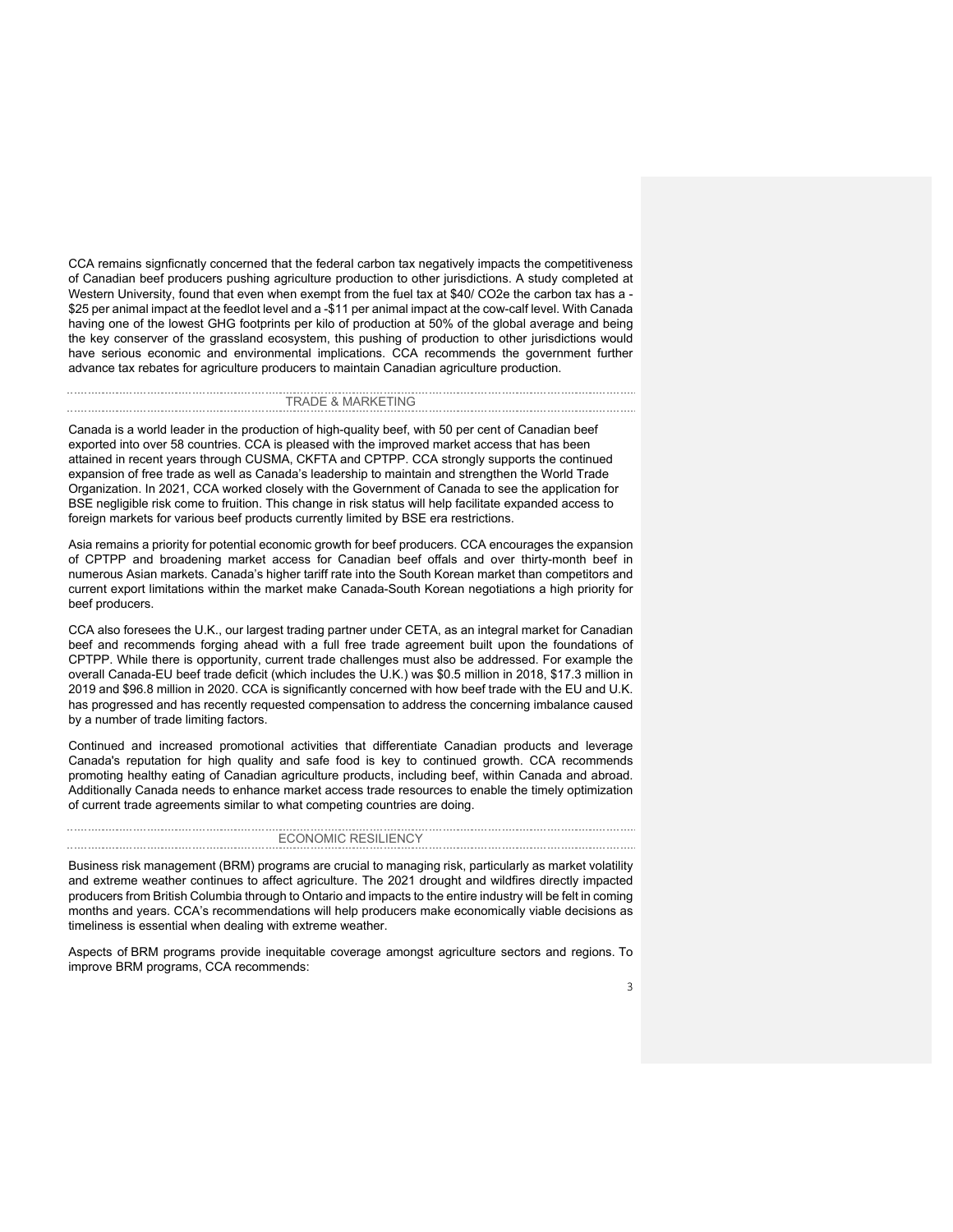CCA remains signficnatly concerned that the federal carbon tax negatively impacts the competitiveness of Canadian beef producers pushing agriculture production to other jurisdictions. A study completed at Western University, found that even when exempt from the fuel tax at $40/ CO2e the carbon tax has a -$25 per animal impact at the feedlot level and a -$11 per animal impact at the cow-calf level. With Canada having one of the lowest GHG footprints per kilo of production at 50% of the global average and being the key conserver of the grassland ecosystem, this pushing of production to other jurisdictions would have serious economic and environmental implications. CCA recommends the government further advance tax rebates for agriculture producers to maintain Canadian agriculture production.

## TRADE & MARKETING

Canada is a world leader in the production of high-quality beef, with 50 per cent of Canadian beef exported into over 58 countries. CCA is pleased with the improved market access that has been attained in recent years through CUSMA, CKFTA and CPTPP. CCA strongly supports the continued expansion of free trade as well as Canada's leadership to maintain and strengthen the World Trade Organization. In 2021, CCA worked closely with the Government of Canada to see the application for BSE negligible risk come to fruition. This change in risk status will help facilitate expanded access to foreign markets for various beef products currently limited by BSE era restrictions.

Asia remains a priority for potential economic growth for beef producers. CCA encourages the expansion of CPTPP and broadening market access for Canadian beef offals and over thirty-month beef in numerous Asian markets. Canada's higher tariff rate into the South Korean market than competitors and current export limitations within the market make Canada-South Korean negotiations a high priority for beef producers.

CCA also foresees the U.K., our largest trading partner under CETA, as an integral market for Canadian beef and recommends forging ahead with a full free trade agreement built upon the foundations of CPTPP. While there is opportunity, current trade challenges must also be addressed. For example the overall Canada-EU beef trade deficit (which includes the U.K.) was $0.5 million in 2018, $17.3 million in 2019 and $96.8 million in 2020. CCA is significantly concerned with how beef trade with the EU and U.K. has progressed and has recently requested compensation to address the concerning imbalance caused by a number of trade limiting factors.

Continued and increased promotional activities that differentiate Canadian products and leverage Canada's reputation for high quality and safe food is key to continued growth. CCA recommends promoting healthy eating of Canadian agriculture products, including beef, within Canada and abroad. Additionally Canada needs to enhance market access trade resources to enable the timely optimization of current trade agreements similar to what competing countries are doing.

## ECONOMIC RESILIENCY

Business risk management (BRM) programs are crucial to managing risk, particularly as market volatility and extreme weather continues to affect agriculture. The 2021 drought and wildfires directly impacted producers from British Columbia through to Ontario and impacts to the entire industry will be felt in coming months and years. CCA's recommendations will help producers make economically viable decisions as timeliness is essential when dealing with extreme weather.

Aspects of BRM programs provide inequitable coverage amongst agriculture sectors and regions. To improve BRM programs, CCA recommends: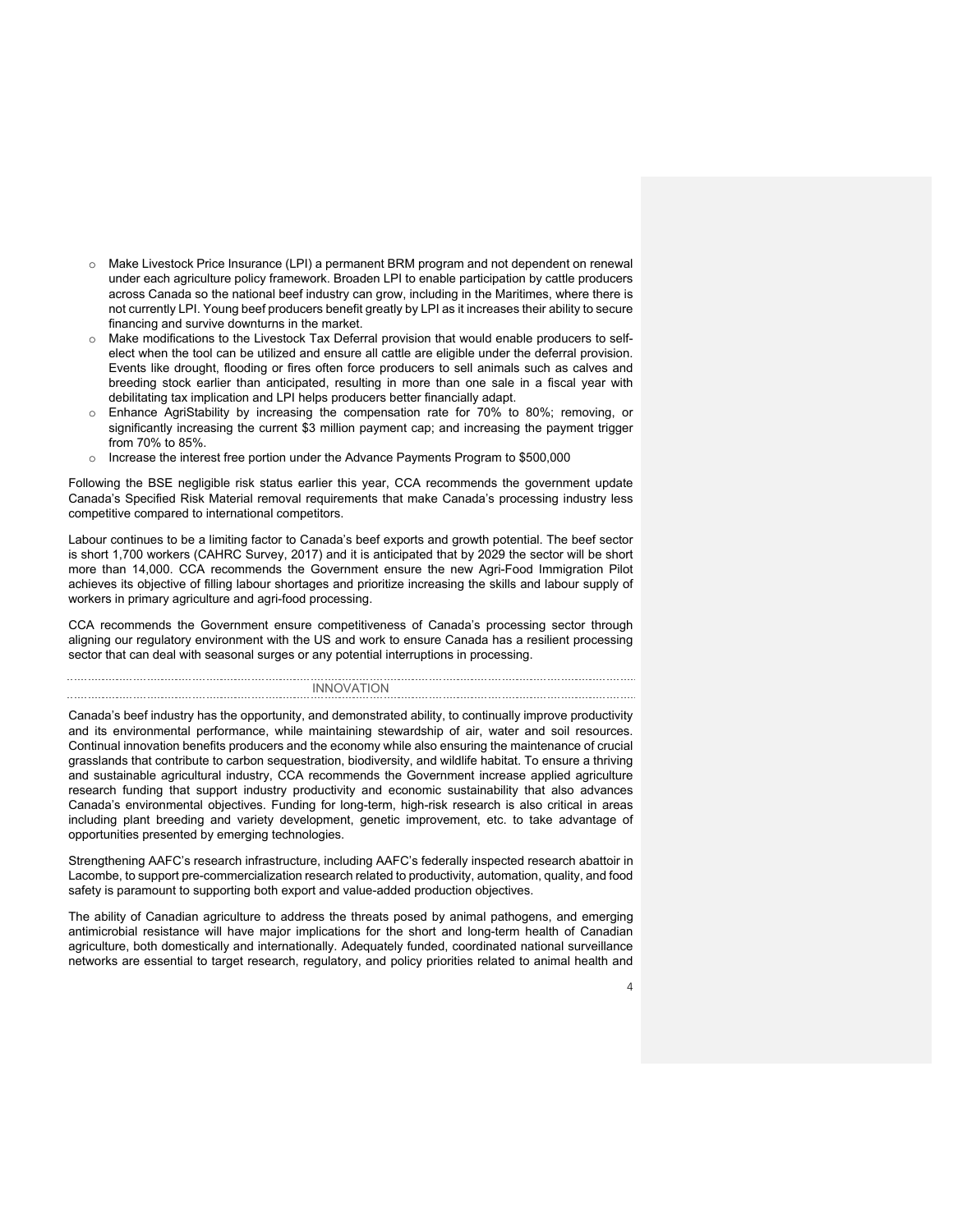- Make Livestock Price Insurance (LPI) a permanent BRM program and not dependent on renewal under each agriculture policy framework. Broaden LPI to enable participation by cattle producers across Canada so the national beef industry can grow, including in the Maritimes, where there is not currently LPI. Young beef producers benefit greatly by LPI as it increases their ability to secure financing and survive downturns in the market.
- Make modifications to the Livestock Tax Deferral provision that would enable producers to self-elect when the tool can be utilized and ensure all cattle are eligible under the deferral provision. Events like drought, flooding or fires often force producers to sell animals such as calves and breeding stock earlier than anticipated, resulting in more than one sale in a fiscal year with debilitating tax implication and LPI helps producers better financially adapt.
- Enhance AgriStability by increasing the compensation rate for 70% to 80%; removing, or significantly increasing the current $3 million payment cap; and increasing the payment trigger from 70% to 85%.
- Increase the interest free portion under the Advance Payments Program to $500,000

Following the BSE negligible risk status earlier this year, CCA recommends the government update Canada's Specified Risk Material removal requirements that make Canada's processing industry less competitive compared to international competitors.

Labour continues to be a limiting factor to Canada's beef exports and growth potential. The beef sector is short 1,700 workers (CAHRC Survey, 2017) and it is anticipated that by 2029 the sector will be short more than 14,000. CCA recommends the Government ensure the new Agri-Food Immigration Pilot achieves its objective of filling labour shortages and prioritize increasing the skills and labour supply of workers in primary agriculture and agri-food processing.

CCA recommends the Government ensure competitiveness of Canada's processing sector through aligning our regulatory environment with the US and work to ensure Canada has a resilient processing sector that can deal with seasonal surges or any potential interruptions in processing.

## INNOVATION

Canada's beef industry has the opportunity, and demonstrated ability, to continually improve productivity and its environmental performance, while maintaining stewardship of air, water and soil resources. Continual innovation benefits producers and the economy while also ensuring the maintenance of crucial grasslands that contribute to carbon sequestration, biodiversity, and wildlife habitat. To ensure a thriving and sustainable agricultural industry, CCA recommends the Government increase applied agriculture research funding that support industry productivity and economic sustainability that also advances Canada's environmental objectives. Funding for long-term, high-risk research is also critical in areas including plant breeding and variety development, genetic improvement, etc. to take advantage of opportunities presented by emerging technologies.

Strengthening AAFC's research infrastructure, including AAFC's federally inspected research abattoir in Lacombe, to support pre-commercialization research related to productivity, automation, quality, and food safety is paramount to supporting both export and value-added production objectives.

The ability of Canadian agriculture to address the threats posed by animal pathogens, and emerging antimicrobial resistance will have major implications for the short and long-term health of Canadian agriculture, both domestically and internationally. Adequately funded, coordinated national surveillance networks are essential to target research, regulatory, and policy priorities related to animal health and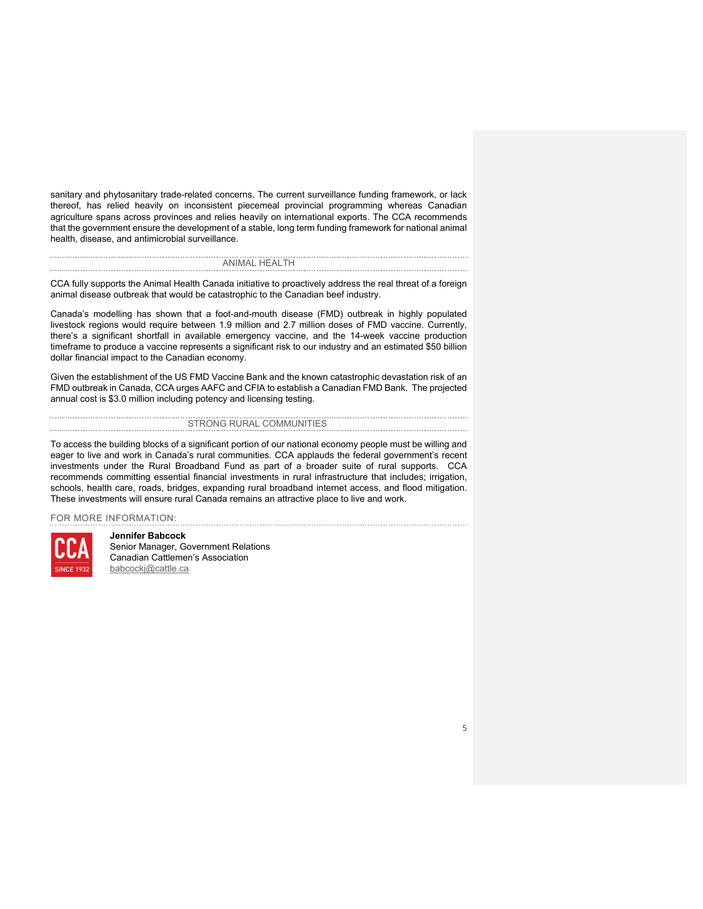sanitary and phytosanitary trade-related concerns. The current surveillance funding framework, or lack thereof, has relied heavily on inconsistent piecemeal provincial programming whereas Canadian agriculture spans across provinces and relies heavily on international exports. The CCA recommends that the government ensure the development of a stable, long term funding framework for national animal health, disease, and antimicrobial surveillance.

## ANIMAL HEALTH

CCA fully supports the Animal Health Canada initiative to proactively address the real threat of a foreign animal disease outbreak that would be catastrophic to the Canadian beef industry.

Canada's modelling has shown that a foot-and-mouth disease (FMD) outbreak in highly populated livestock regions would require between 1.9 million and 2.7 million doses of FMD vaccine. Currently, there's a significant shortfall in available emergency vaccine, and the 14-week vaccine production timeframe to produce a vaccine represents a significant risk to our industry and an estimated $50 billion dollar financial impact to the Canadian economy.

Given the establishment of the US FMD Vaccine Bank and the known catastrophic devastation risk of an FMD outbreak in Canada, CCA urges AAFC and CFIA to establish a Canadian FMD Bank. The projected annual cost is $3.0 million including potency and licensing testing.

## STRONG RURAL COMMUNITIES

To access the building blocks of a significant portion of our national economy people must be willing and eager to live and work in Canada's rural communities. CCA applauds the federal government's recent investments under the Rural Broadband Fund as part of a broader suite of rural supports. CCA recommends committing essential financial investments in rural infrastructure that includes; irrigation, schools, health care, roads, bridges, expanding rural broadband internet access, and flood mitigation. These investments will ensure rural Canada remains an attractive place to live and work.

FOR MORE INFORMATION:

CCA
SINCE 1932

**Jennifer Babcock**
Senior Manager, Government Relations
Canadian Cattlemen's Association
babcockj@cattle.ca